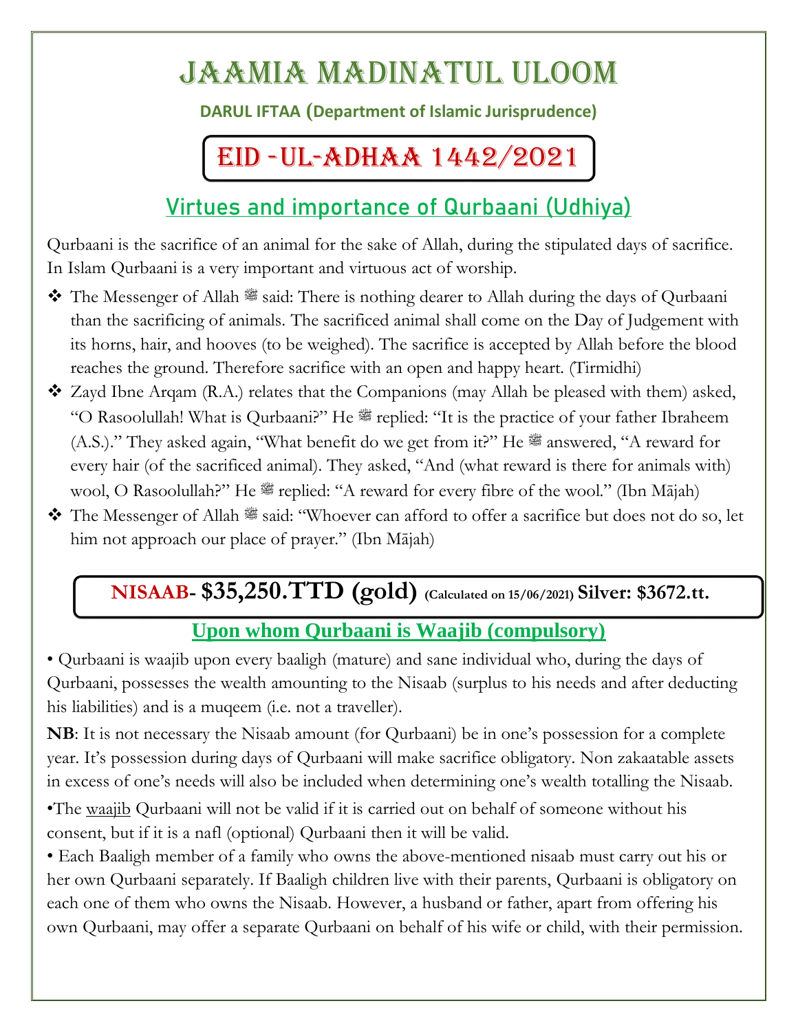# JAAMIA MADINATUL ULOOM

**DARUL IFTAA (Department of Islamic Jurisprudence)**

## EID -UL-ADHAA 1442/2021

## Virtues and importance of Qurbaani (Udhiya)

Qurbaani is the sacrifice of an animal for the sake of Allah, during the stipulated days of sacrifice. In Islam Qurbaani is a very important and virtuous act of worship.

- The Messenger of Allah ﷺ said: There is nothing dearer to Allah during the days of Qurbaani than the sacrificing of animals. The sacrificed animal shall come on the Day of Judgement with its horns, hair, and hooves (to be weighed). The sacrifice is accepted by Allah before the blood reaches the ground. Therefore sacrifice with an open and happy heart. (Tirmidhi)
- Zayd Ibne Arqam (R.A.) relates that the Companions (may Allah be pleased with them) asked, "O Rasoolullah! What is Qurbaani?" He ﷺ replied: "It is the practice of your father Ibraheem (A.S.)." They asked again, "What benefit do we get from it?" He ﷺ answered, "A reward for every hair (of the sacrificed animal). They asked, "And (what reward is there for animals with) wool, O Rasoolullah?" He ﷺ replied: "A reward for every fibre of the wool." (Ibn Mājah)
- The Messenger of Allah ﷺ said: "Whoever can afford to offer a sacrifice but does not do so, let him not approach our place of prayer." (Ibn Mājah)

**NISAAB- $35,250.TTD (gold)** (Calculated on 15/06/2021) **Silver: $3672.tt.**

## Upon whom Qurbaani is Waajib (compulsory)

• Qurbaani is waajib upon every baaligh (mature) and sane individual who, during the days of Qurbaani, possesses the wealth amounting to the Nisaab (surplus to his needs and after deducting his liabilities) and is a muqeem (i.e. not a traveller).

**NB**: It is not necessary the Nisaab amount (for Qurbaani) be in one's possession for a complete year. It's possession during days of Qurbaani will make sacrifice obligatory. Non zakaatable assets in excess of one's needs will also be included when determining one's wealth totalling the Nisaab.

•The waajib Qurbaani will not be valid if it is carried out on behalf of someone without his consent, but if it is a nafl (optional) Qurbaani then it will be valid.

• Each Baaligh member of a family who owns the above-mentioned nisaab must carry out his or her own Qurbaani separately. If Baaligh children live with their parents, Qurbaani is obligatory on each one of them who owns the Nisaab. However, a husband or father, apart from offering his own Qurbaani, may offer a separate Qurbaani on behalf of his wife or child, with their permission.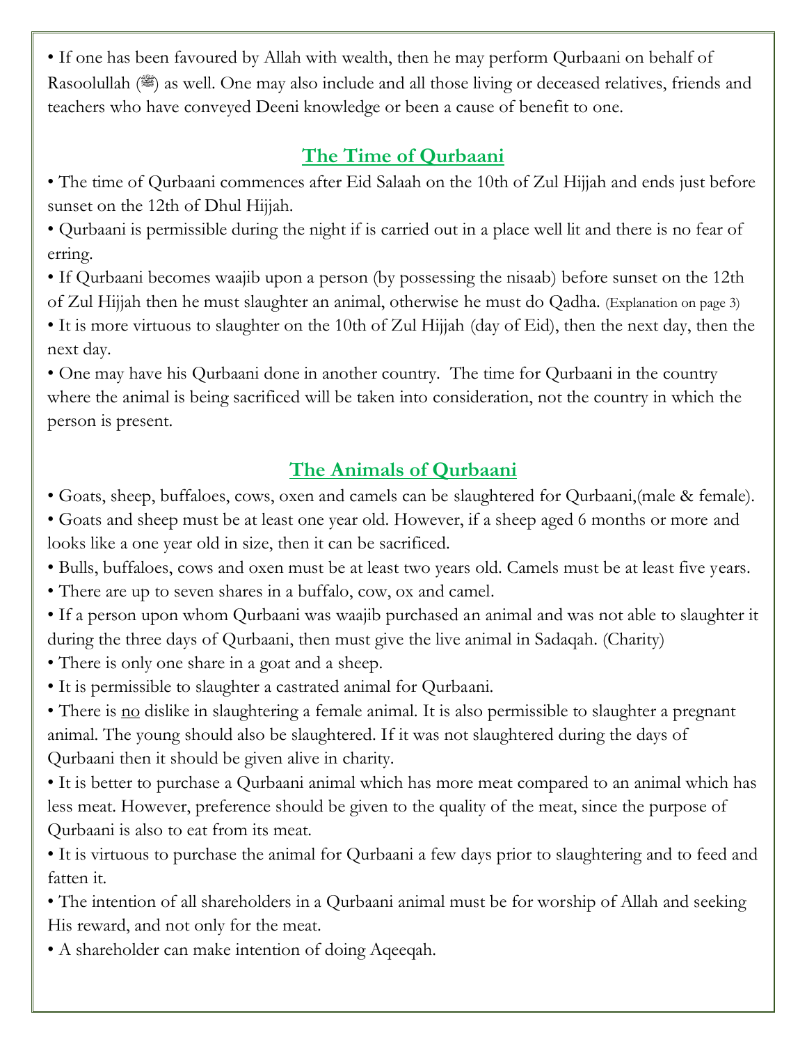- If one has been favoured by Allah with wealth, then he may perform Qurbaani on behalf of Rasoolullah (ﷺ) as well. One may also include and all those living or deceased relatives, friends and teachers who have conveyed Deeni knowledge or been a cause of benefit to one.

## The Time of Qurbaani

- The time of Qurbaani commences after Eid Salaah on the 10th of Zul Hijjah and ends just before sunset on the 12th of Dhul Hijjah.
- Qurbaani is permissible during the night if is carried out in a place well lit and there is no fear of erring.
- If Qurbaani becomes waajib upon a person (by possessing the nisaab) before sunset on the 12th of Zul Hijjah then he must slaughter an animal, otherwise he must do Qadha. (Explanation on page 3)
- It is more virtuous to slaughter on the 10th of Zul Hijjah (day of Eid), then the next day, then the next day.
- One may have his Qurbaani done in another country. The time for Qurbaani in the country where the animal is being sacrificed will be taken into consideration, not the country in which the person is present.

## The Animals of Qurbaani

- Goats, sheep, buffaloes, cows, oxen and camels can be slaughtered for Qurbaani,(male & female).
- Goats and sheep must be at least one year old. However, if a sheep aged 6 months or more and looks like a one year old in size, then it can be sacrificed.
- Bulls, buffaloes, cows and oxen must be at least two years old. Camels must be at least five years.
- There are up to seven shares in a buffalo, cow, ox and camel.
- If a person upon whom Qurbaani was waajib purchased an animal and was not able to slaughter it during the three days of Qurbaani, then must give the live animal in Sadaqah. (Charity)
- There is only one share in a goat and a sheep.
- It is permissible to slaughter a castrated animal for Qurbaani.
- There is <u>no</u> dislike in slaughtering a female animal. It is also permissible to slaughter a pregnant animal. The young should also be slaughtered. If it was not slaughtered during the days of Qurbaani then it should be given alive in charity.
- It is better to purchase a Qurbaani animal which has more meat compared to an animal which has less meat. However, preference should be given to the quality of the meat, since the purpose of Qurbaani is also to eat from its meat.
- It is virtuous to purchase the animal for Qurbaani a few days prior to slaughtering and to feed and fatten it.
- The intention of all shareholders in a Qurbaani animal must be for worship of Allah and seeking His reward, and not only for the meat.
- A shareholder can make intention of doing Aqeeqah.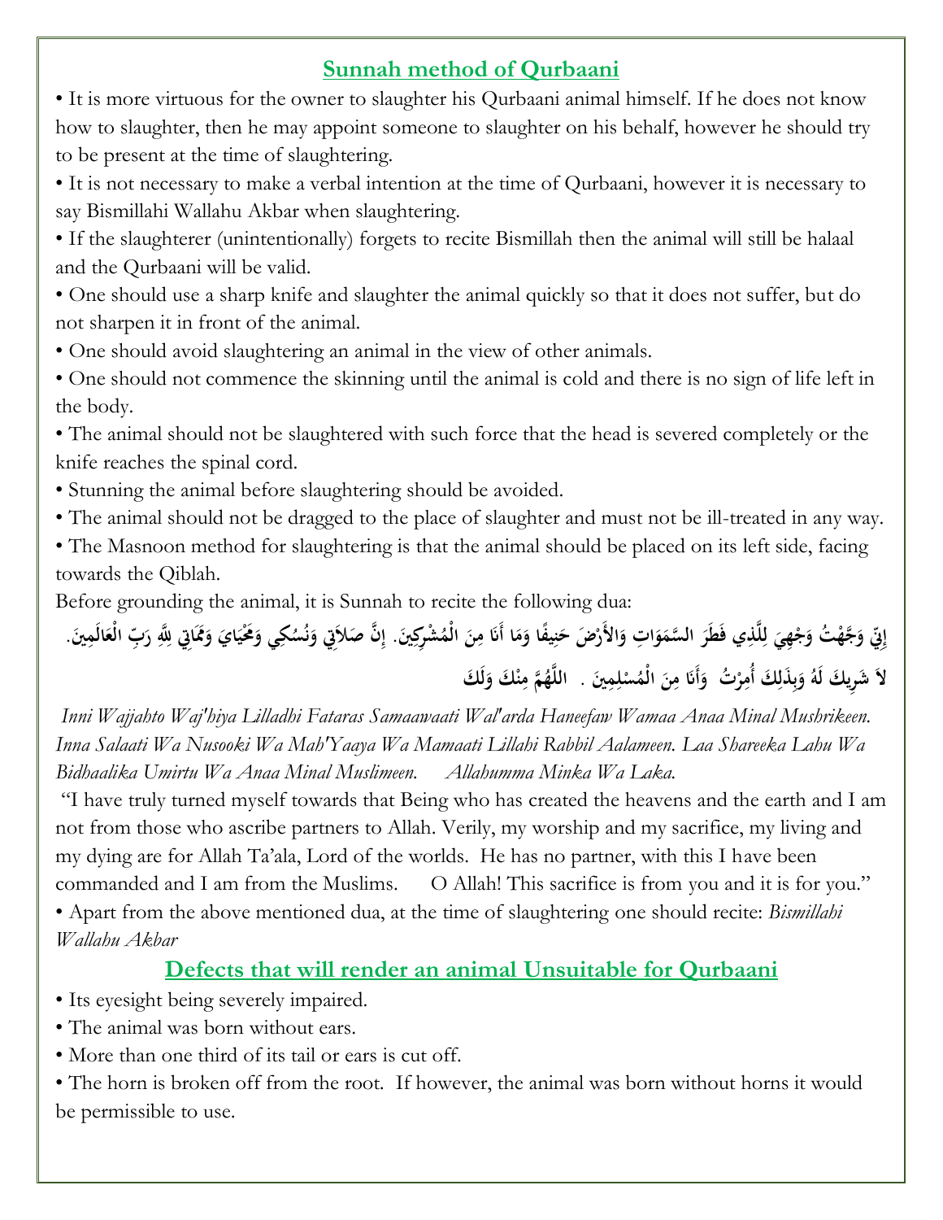## Sunnah method of Qurbaani

- It is more virtuous for the owner to slaughter his Qurbaani animal himself. If he does not know how to slaughter, then he may appoint someone to slaughter on his behalf, however he should try to be present at the time of slaughtering.
- It is not necessary to make a verbal intention at the time of Qurbaani, however it is necessary to say Bismillahi Wallahu Akbar when slaughtering.
- If the slaughterer (unintentionally) forgets to recite Bismillah then the animal will still be halaal and the Qurbaani will be valid.
- One should use a sharp knife and slaughter the animal quickly so that it does not suffer, but do not sharpen it in front of the animal.
- One should avoid slaughtering an animal in the view of other animals.
- One should not commence the skinning until the animal is cold and there is no sign of life left in the body.
- The animal should not be slaughtered with such force that the head is severed completely or the knife reaches the spinal cord.
- Stunning the animal before slaughtering should be avoided.
- The animal should not be dragged to the place of slaughter and must not be ill-treated in any way.
- The Masnoon method for slaughtering is that the animal should be placed on its left side, facing towards the Qiblah.

Before grounding the animal, it is Sunnah to recite the following dua:

إِنِّي وَجَّهْتُ وَجْهِيَ لِلَّذِي فَطَرَ السَّمَوَاتِ وَالأَرْضَ حَنِيفًا وَمَا أَنَا مِنَ الْمُشْرِكِينَ. إِنَّ صَلاَتِي وَنُسُكِي وَمَحْيَايَ وَمَمَاتِي لِلّهِ رَبِّ الْعَالَمِينَ. لاَ شَرِيكَ لَهُ وَبِذَلِكَ أُمِرْتُ وَأَنَا مِنَ الْمُسْلِمِينَ . اللَّهُمَّ مِنْكَ وَلَكَ

*Inni Wajjahto Waj'hiya Lilladhi Fataras Samaawaati Wal'arda Haneefaw Wamaa Anaa Minal Mushrikeen. Inna Salaati Wa Nusooki Wa Mah'Yaaya Wa Mamaati Lillahi Rabbil Aalameen. Laa Shareeka Lahu Wa Bidhaalika Umirtu Wa Anaa Minal Muslimeen. Allahumma Minka Wa Laka.*

"I have truly turned myself towards that Being who has created the heavens and the earth and I am not from those who ascribe partners to Allah. Verily, my worship and my sacrifice, my living and my dying are for Allah Ta'ala, Lord of the worlds. He has no partner, with this I have been commanded and I am from the Muslims. O Allah! This sacrifice is from you and it is for you."

- Apart from the above mentioned dua, at the time of slaughtering one should recite: *Bismillahi Wallahu Akbar*

## Defects that will render an animal Unsuitable for Qurbaani

- Its eyesight being severely impaired.
- The animal was born without ears.
- More than one third of its tail or ears is cut off.
- The horn is broken off from the root. If however, the animal was born without horns it would be permissible to use.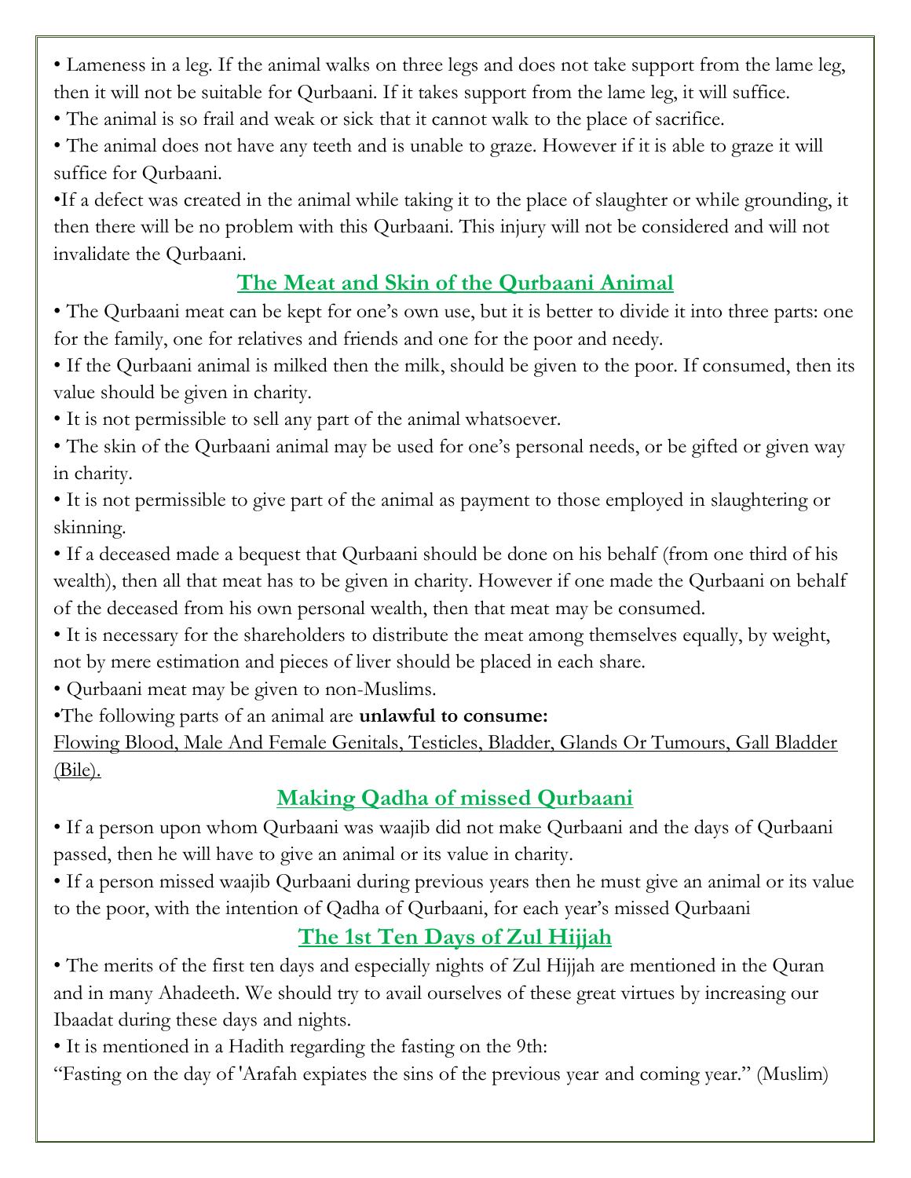- Lameness in a leg. If the animal walks on three legs and does not take support from the lame leg, then it will not be suitable for Qurbaani. If it takes support from the lame leg, it will suffice.
- The animal is so frail and weak or sick that it cannot walk to the place of sacrifice.
- The animal does not have any teeth and is unable to graze. However if it is able to graze it will suffice for Qurbaani.
- If a defect was created in the animal while taking it to the place of slaughter or while grounding, it then there will be no problem with this Qurbaani. This injury will not be considered and will not invalidate the Qurbaani.

## The Meat and Skin of the Qurbaani Animal

- The Qurbaani meat can be kept for one's own use, but it is better to divide it into three parts: one for the family, one for relatives and friends and one for the poor and needy.
- If the Qurbaani animal is milked then the milk, should be given to the poor. If consumed, then its value should be given in charity.
- It is not permissible to sell any part of the animal whatsoever.
- The skin of the Qurbaani animal may be used for one's personal needs, or be gifted or given way in charity.
- It is not permissible to give part of the animal as payment to those employed in slaughtering or skinning.
- If a deceased made a bequest that Qurbaani should be done on his behalf (from one third of his wealth), then all that meat has to be given in charity. However if one made the Qurbaani on behalf of the deceased from his own personal wealth, then that meat may be consumed.
- It is necessary for the shareholders to distribute the meat among themselves equally, by weight, not by mere estimation and pieces of liver should be placed in each share.
- Qurbaani meat may be given to non-Muslims.
- The following parts of an animal are **unlawful to consume:**

Flowing Blood, Male And Female Genitals, Testicles, Bladder, Glands Or Tumours, Gall Bladder (Bile).

## Making Qadha of missed Qurbaani

- If a person upon whom Qurbaani was waajib did not make Qurbaani and the days of Qurbaani passed, then he will have to give an animal or its value in charity.
- If a person missed waajib Qurbaani during previous years then he must give an animal or its value to the poor, with the intention of Qadha of Qurbaani, for each year's missed Qurbaani

## The 1st Ten Days of Zul Hijjah

- The merits of the first ten days and especially nights of Zul Hijjah are mentioned in the Quran and in many Ahadeeth. We should try to avail ourselves of these great virtues by increasing our Ibaadat during these days and nights.
- It is mentioned in a Hadith regarding the fasting on the 9th:

"Fasting on the day of 'Arafah expiates the sins of the previous year and coming year." (Muslim)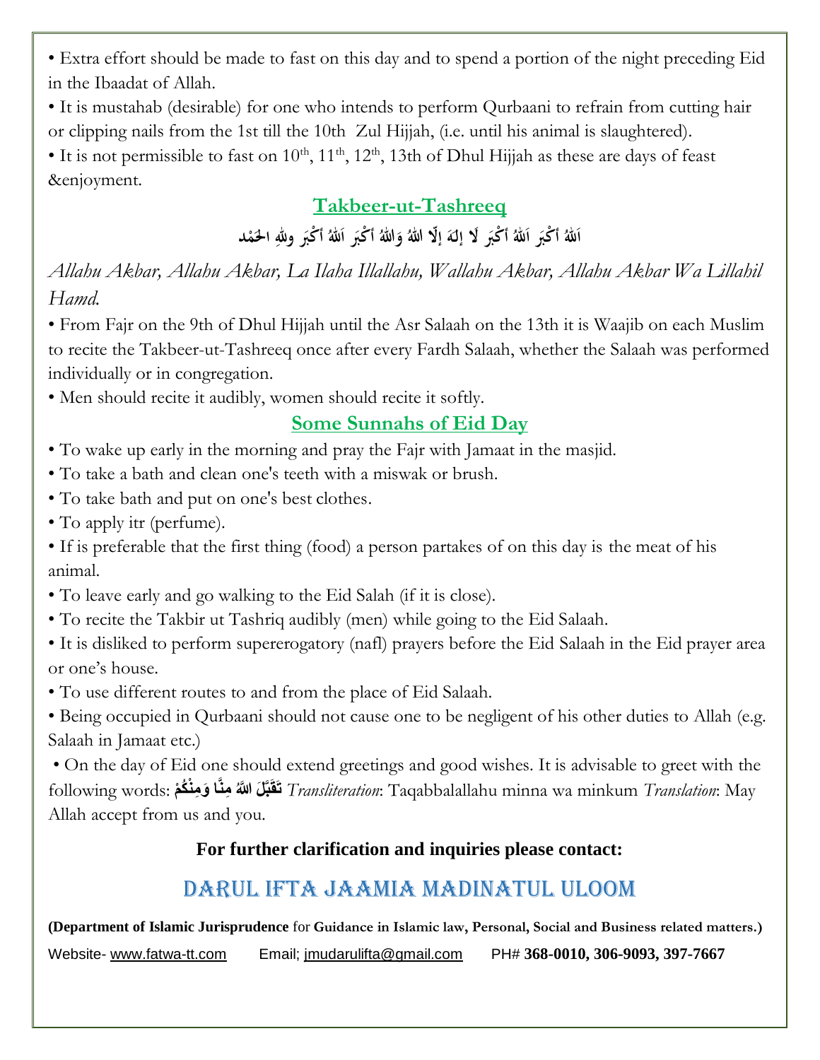- Extra effort should be made to fast on this day and to spend a portion of the night preceding Eid in the Ibaadat of Allah.
- It is mustahab (desirable) for one who intends to perform Qurbaani to refrain from cutting hair or clipping nails from the 1st till the 10th Zul Hijjah, (i.e. until his animal is slaughtered).
- It is not permissible to fast on 10th, 11th, 12th, 13th of Dhul Hijjah as these are days of feast &enjoyment.

## Takbeer-ut-Tashreeq

اَللّٰهُ أَكْبَر اَللّٰهُ أَكْبَر لَا إِلَهَ إِلّا اللّٰهُ وَاللّٰهُ أَكْبَر اَللّٰهُ أَكْبَر ولِلّٰهِ الحَمْد

*Allahu Akbar, Allahu Akbar, La Ilaha Illallahu, Wallahu Akbar, Allahu Akbar Wa Lillahil Hamd.*

- From Fajr on the 9th of Dhul Hijjah until the Asr Salaah on the 13th it is Waajib on each Muslim to recite the Takbeer-ut-Tashreeq once after every Fardh Salaah, whether the Salaah was performed individually or in congregation.
- Men should recite it audibly, women should recite it softly.

## Some Sunnahs of Eid Day

- To wake up early in the morning and pray the Fajr with Jamaat in the masjid.
- To take a bath and clean one's teeth with a miswak or brush.
- To take bath and put on one's best clothes.
- To apply itr (perfume).
- If is preferable that the first thing (food) a person partakes of on this day is the meat of his animal.
- To leave early and go walking to the Eid Salah (if it is close).
- To recite the Takbir ut Tashriq audibly (men) while going to the Eid Salaah.
- It is disliked to perform supererogatory (nafl) prayers before the Eid Salaah in the Eid prayer area or one's house.
- To use different routes to and from the place of Eid Salaah.
- Being occupied in Qurbaani should not cause one to be negligent of his other duties to Allah (e.g. Salaah in Jamaat etc.)
- On the day of Eid one should extend greetings and good wishes. It is advisable to greet with the following words: **تَقَبَّلَ اللّٰهُ مِنَّا وَمِنْكُمْ** *Transliteration*: Taqabbalallahu minna wa minkum *Translation*: May Allah accept from us and you.

**For further clarification and inquiries please contact:**

## DARUL IFTA JAAMIA MADINATUL ULOOM

**(Department of Islamic Jurisprudence** for **Guidance in Islamic law, Personal, Social and Business related matters.)**

Website- www.fatwa-tt.com    Email; jmudarulifta@gmail.com    PH# **368-0010, 306-9093, 397-7667**